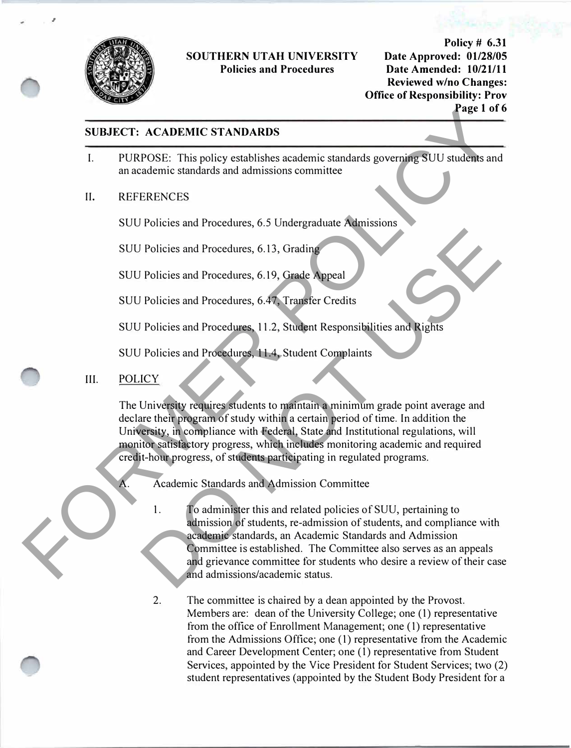**SOUTHERN UTAH UNIVERSITY**
**Policies and Procedures**

**Policy # 6.31**
**Date Approved: 01/28/05**
**Date Amended: 10/21/11**
**Reviewed w/no Changes:**
**Office of Responsibility: Prov**

FORMER POLICY DO NOT USE

## SUBJECT: ACADEMIC STANDARDS

I. PURPOSE: This policy establishes academic standards governing SUU students and an academic standards and admissions committee

II. REFERENCES

SUU Policies and Procedures, 6.5 Undergraduate Admissions

SUU Policies and Procedures, 6.13, Grading

SUU Policies and Procedures, 6.19, Grade Appeal

SUU Policies and Procedures, 6.47, Transfer Credits

SUU Policies and Procedures, 11.2, Student Responsibilities and Rights

SUU Policies and Procedures, 11.4, Student Complaints

III. POLICY

The University requires students to maintain a minimum grade point average and declare their program of study within a certain period of time. In addition the University, in compliance with Federal, State and Institutional regulations, will monitor satisfactory progress, which includes monitoring academic and required credit-hour progress, of students participating in regulated programs.

A. Academic Standards and Admission Committee

1. To administer this and related policies of SUU, pertaining to admission of students, re-admission of students, and compliance with academic standards, an Academic Standards and Admission Committee is established. The Committee also serves as an appeals and grievance committee for students who desire a review of their case and admissions/academic status.

2. The committee is chaired by a dean appointed by the Provost. Members are: dean of the University College; one (1) representative from the office of Enrollment Management; one (1) representative from the Admissions Office; one (1) representative from the Academic and Career Development Center; one (1) representative from Student Services, appointed by the Vice President for Student Services; two (2) student representatives (appointed by the Student Body President for a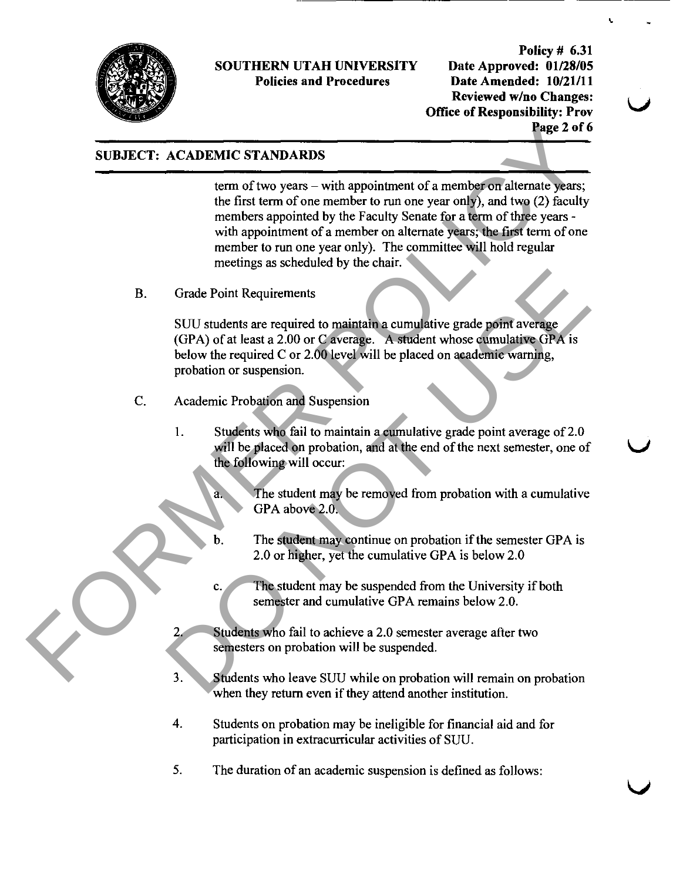## SUBJECT: ACADEMIC STANDARDS

term of two years – with appointment of a member on alternate years; the first term of one member to run one year only), and two (2) faculty members appointed by the Faculty Senate for a term of three years - with appointment of a member on alternate years; the first term of one member to run one year only). The committee will hold regular meetings as scheduled by the chair.

B. Grade Point Requirements

SUU students are required to maintain a cumulative grade point average (GPA) of at least a 2.00 or C average. A student whose cumulative GPA is below the required C or 2.00 level will be placed on academic warning, probation or suspension.

C. Academic Probation and Suspension

1. Students who fail to maintain a cumulative grade point average of 2.0 will be placed on probation, and at the end of the next semester, one of the following will occur:

   a. The student may be removed from probation with a cumulative GPA above 2.0.

   b. The student may continue on probation if the semester GPA is 2.0 or higher, yet the cumulative GPA is below 2.0

   c. The student may be suspended from the University if both semester and cumulative GPA remains below 2.0.

2. Students who fail to achieve a 2.0 semester average after two semesters on probation will be suspended.

3. Students who leave SUU while on probation will remain on probation when they return even if they attend another institution.

4. Students on probation may be ineligible for financial aid and for participation in extracurricular activities of SUU.

5. The duration of an academic suspension is defined as follows: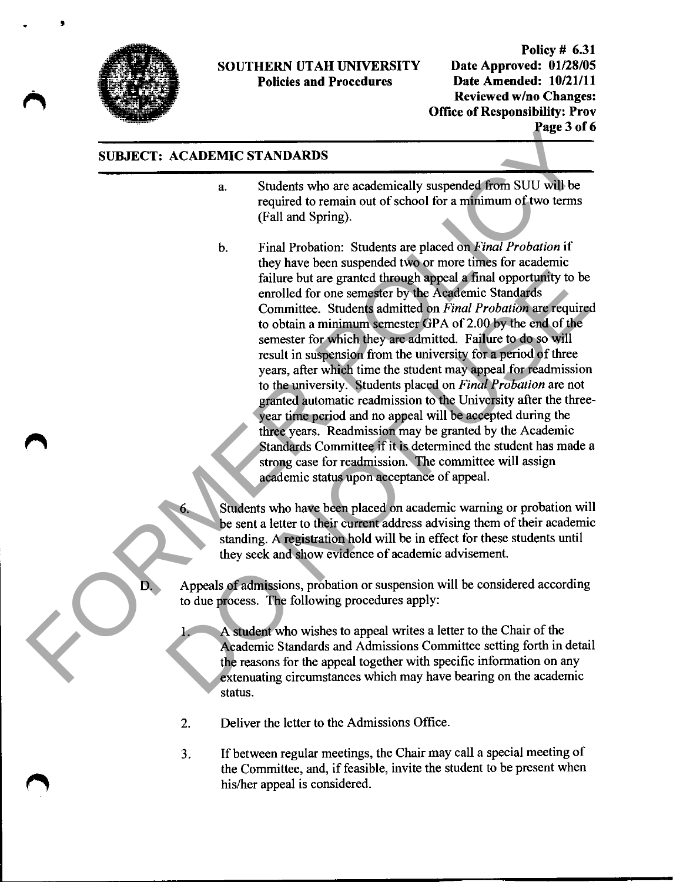SUBJECT: ACADEMIC STANDARDS

a. Students who are academically suspended from SUU will be required to remain out of school for a minimum of two terms (Fall and Spring).

b. Final Probation: Students are placed on *Final Probation* if they have been suspended two or more times for academic failure but are granted through appeal a final opportunity to be enrolled for one semester by the Academic Standards Committee. Students admitted on *Final Probation* are required to obtain a minimum semester GPA of 2.00 by the end of the semester for which they are admitted. Failure to do so will result in suspension from the university for a period of three years, after which time the student may appeal for readmission to the university. Students placed on *Final Probation* are not granted automatic readmission to the University after the three-year time period and no appeal will be accepted during the three years. Readmission may be granted by the Academic Standards Committee if it is determined the student has made a strong case for readmission. The committee will assign academic status upon acceptance of appeal.

6. Students who have been placed on academic warning or probation will be sent a letter to their current address advising them of their academic standing. A registration hold will be in effect for these students until they seek and show evidence of academic advisement.

D. Appeals of admissions, probation or suspension will be considered according to due process. The following procedures apply:

1. A student who wishes to appeal writes a letter to the Chair of the Academic Standards and Admissions Committee setting forth in detail the reasons for the appeal together with specific information on any extenuating circumstances which may have bearing on the academic status.

2. Deliver the letter to the Admissions Office.

3. If between regular meetings, the Chair may call a special meeting of the Committee, and, if feasible, invite the student to be present when his/her appeal is considered.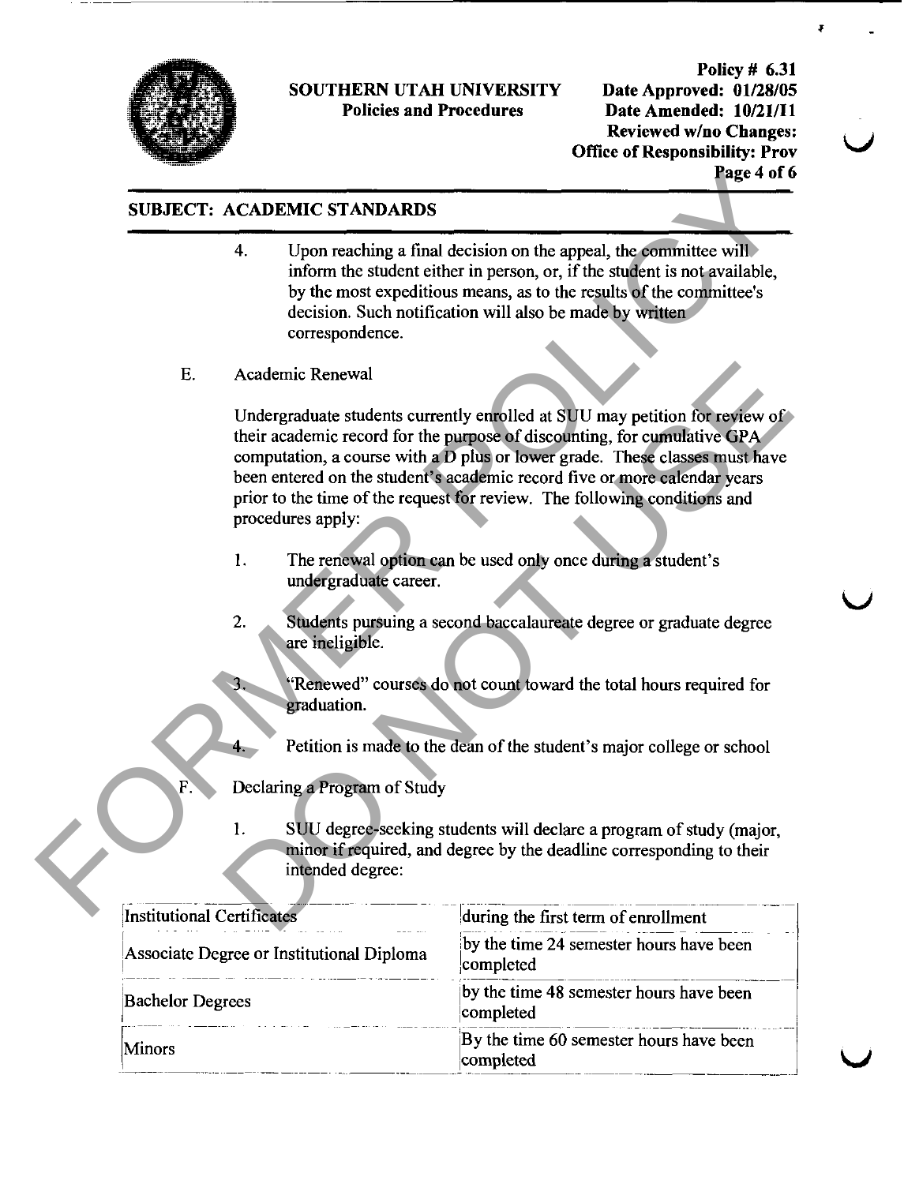4. Upon reaching a final decision on the appeal, the committee will inform the student either in person, or, if the student is not available, by the most expeditious means, as to the results of the committee's decision. Such notification will also be made by written correspondence.

E. Academic Renewal

Undergraduate students currently enrolled at SUU may petition for review of their academic record for the purpose of discounting, for cumulative GPA computation, a course with a D plus or lower grade. These classes must have been entered on the student's academic record five or more calendar years prior to the time of the request for review. The following conditions and procedures apply:

1. The renewal option can be used only once during a student's undergraduate career.

2. Students pursuing a second baccalaureate degree or graduate degree are ineligible.

3. "Renewed" courses do not count toward the total hours required for graduation.

4. Petition is made to the dean of the student's major college or school

F. Declaring a Program of Study

1. SUU degree-seeking students will declare a program of study (major, minor if required, and degree by the deadline corresponding to their intended degree:

| | |
|---|---|
| Institutional Certificates | during the first term of enrollment |
| Associate Degree or Institutional Diploma | by the time 24 semester hours have been completed |
| Bachelor Degrees | by the time 48 semester hours have been completed |
| Minors | By the time 60 semester hours have been completed |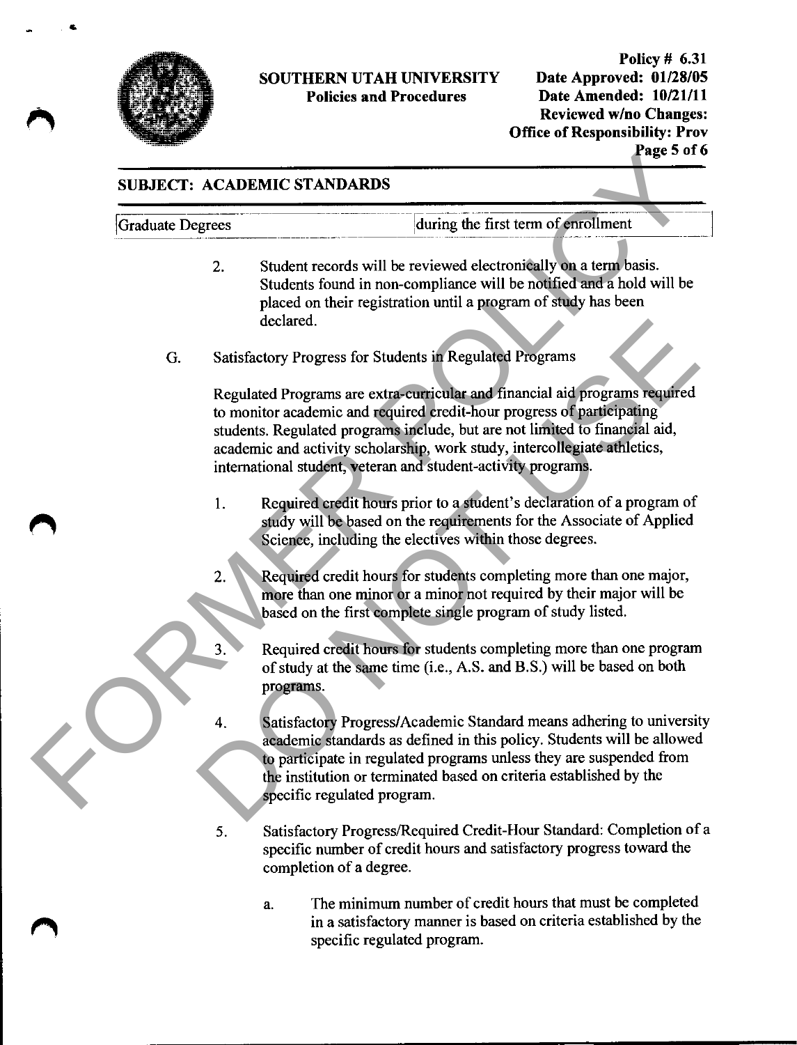| Graduate Degrees | during the first term of enrollment |
|---|---|

2. Student records will be reviewed electronically on a term basis. Students found in non-compliance will be notified and a hold will be placed on their registration until a program of study has been declared.

G. Satisfactory Progress for Students in Regulated Programs

Regulated Programs are extra-curricular and financial aid programs required to monitor academic and required credit-hour progress of participating students. Regulated programs include, but are not limited to financial aid, academic and activity scholarship, work study, intercollegiate athletics, international student, veteran and student-activity programs.

1. Required credit hours prior to a student's declaration of a program of study will be based on the requirements for the Associate of Applied Science, including the electives within those degrees.

2. Required credit hours for students completing more than one major, more than one minor or a minor not required by their major will be based on the first complete single program of study listed.

3. Required credit hours for students completing more than one program of study at the same time (i.e., A.S. and B.S.) will be based on both programs.

4. Satisfactory Progress/Academic Standard means adhering to university academic standards as defined in this policy. Students will be allowed to participate in regulated programs unless they are suspended from the institution or terminated based on criteria established by the specific regulated program.

5. Satisfactory Progress/Required Credit-Hour Standard: Completion of a specific number of credit hours and satisfactory progress toward the completion of a degree.

   a. The minimum number of credit hours that must be completed in a satisfactory manner is based on criteria established by the specific regulated program.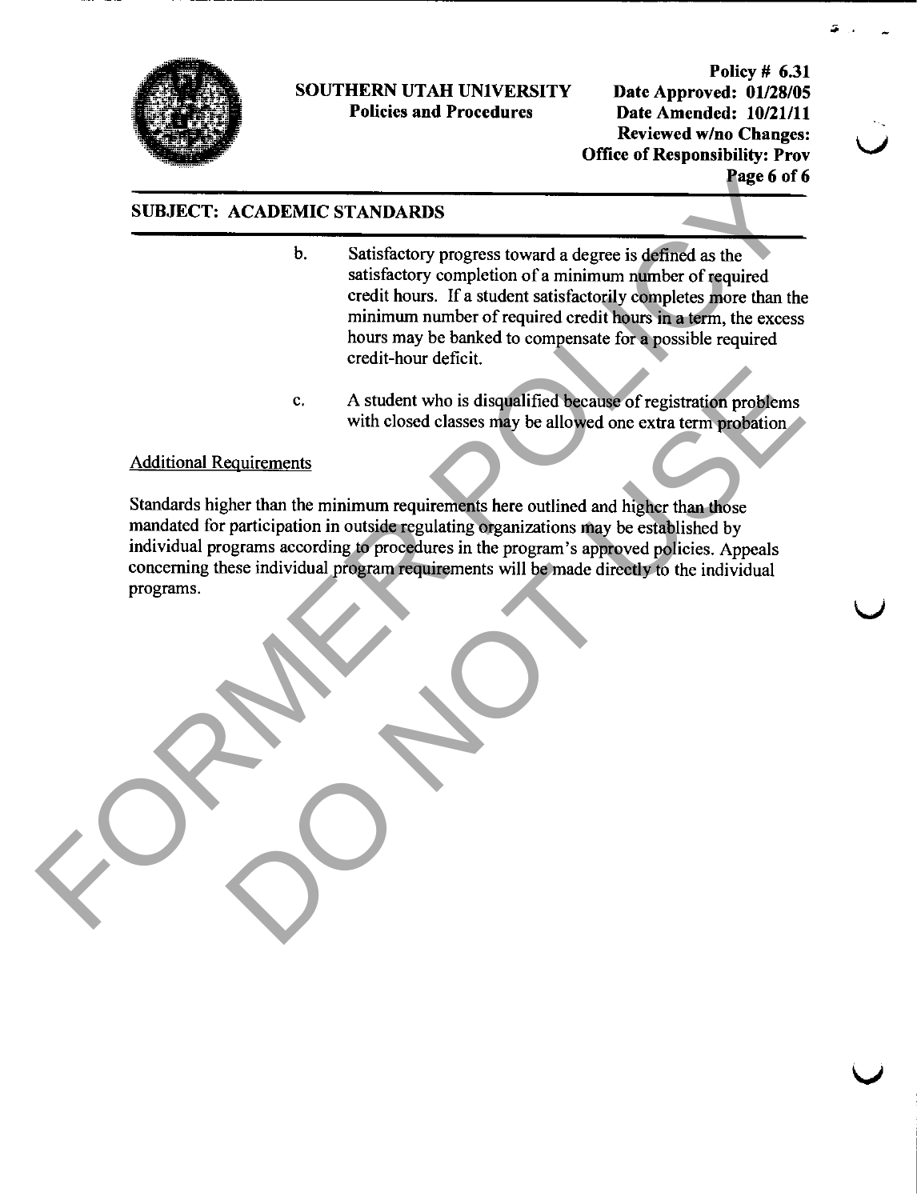**SOUTHERN UTAH UNIVERSITY**
**Policies and Procedures**

**Policy # 6.31**
**Date Approved: 01/28/05**
**Date Amended: 10/21/11**
**Reviewed w/no Changes:**
**Office of Responsibility: Prov**

**SUBJECT: ACADEMIC STANDARDS**

b. Satisfactory progress toward a degree is defined as the satisfactory completion of a minimum number of required credit hours. If a student satisfactorily completes more than the minimum number of required credit hours in a term, the excess hours may be banked to compensate for a possible required credit-hour deficit.

c. A student who is disqualified because of registration problems with closed classes may be allowed one extra term probation

Additional Requirements

Standards higher than the minimum requirements here outlined and higher than those mandated for participation in outside regulating organizations may be established by individual programs according to procedures in the program's approved policies. Appeals concerning these individual program requirements will be made directly to the individual programs.

FORMER POLICY
DO NOT USE